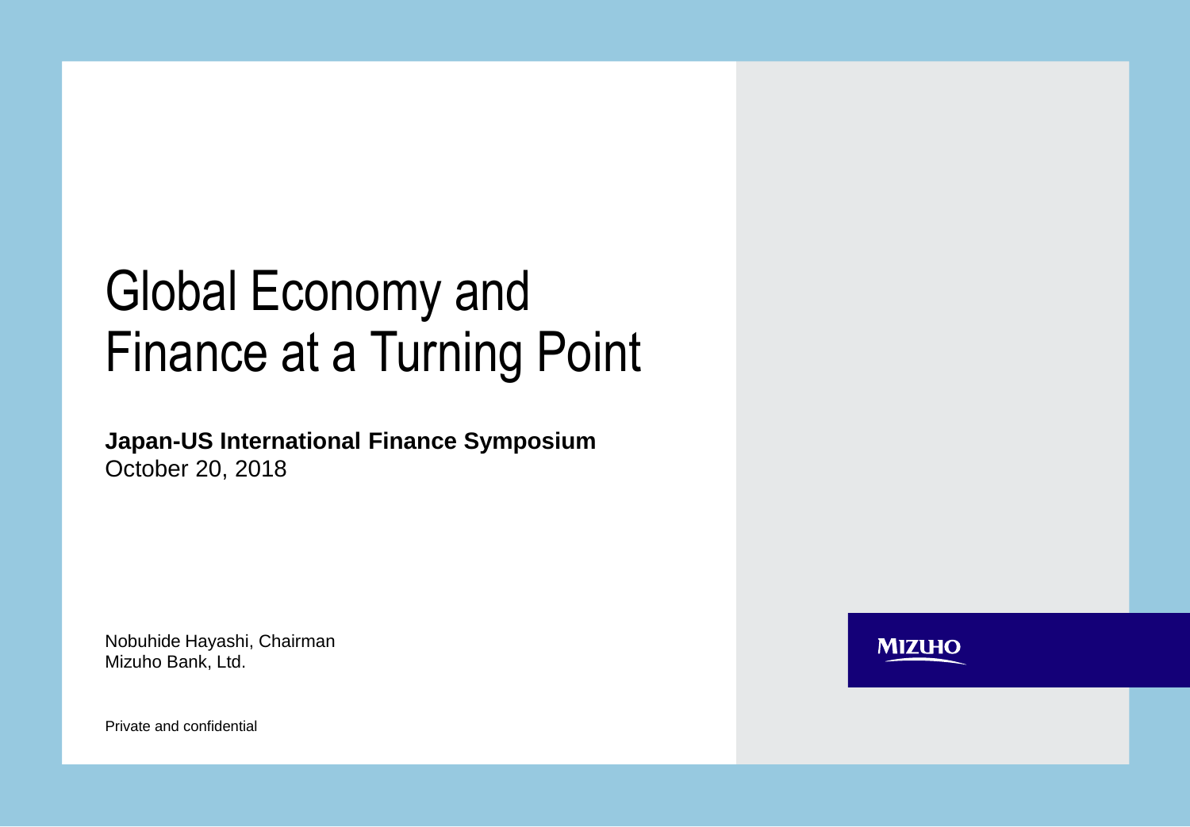# Global Economy and Finance at a Turning Point

**Japan-US International Finance Symposium**
October 20, 2018

Nobuhide Hayashi, Chairman
Mizuho Bank, Ltd.

MIZUHO

Private and confidential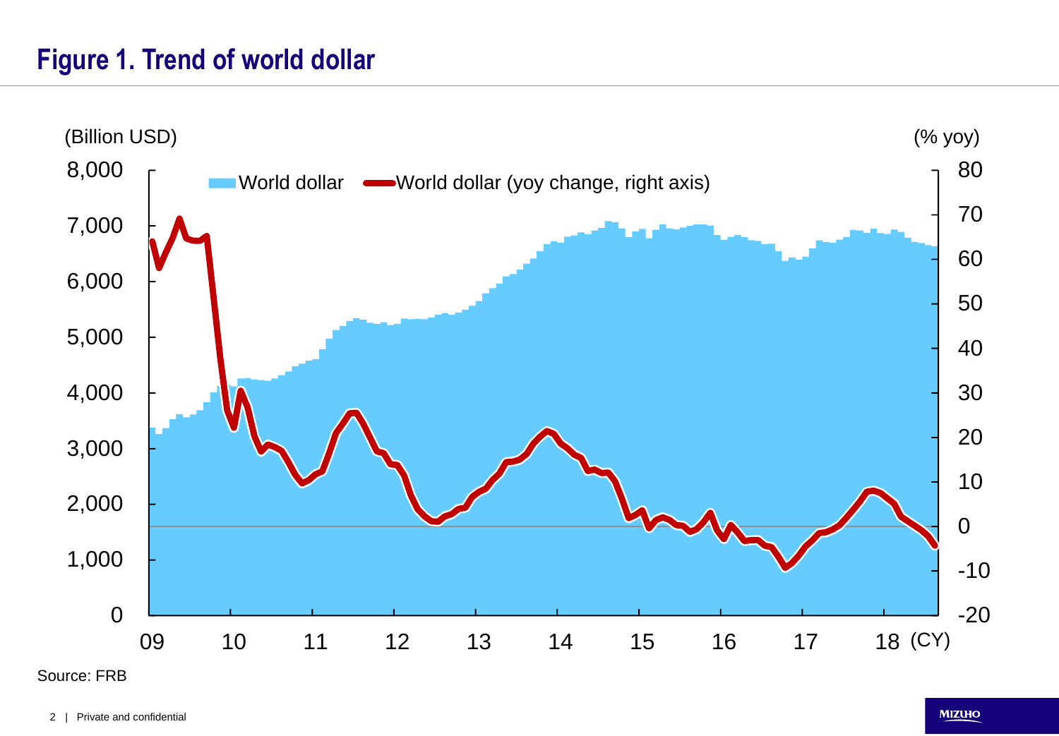## Figure 1. Trend of world dollar

(Billion USD) — World dollar; World dollar (yoy change, right axis) (% yoy)

Source: FRB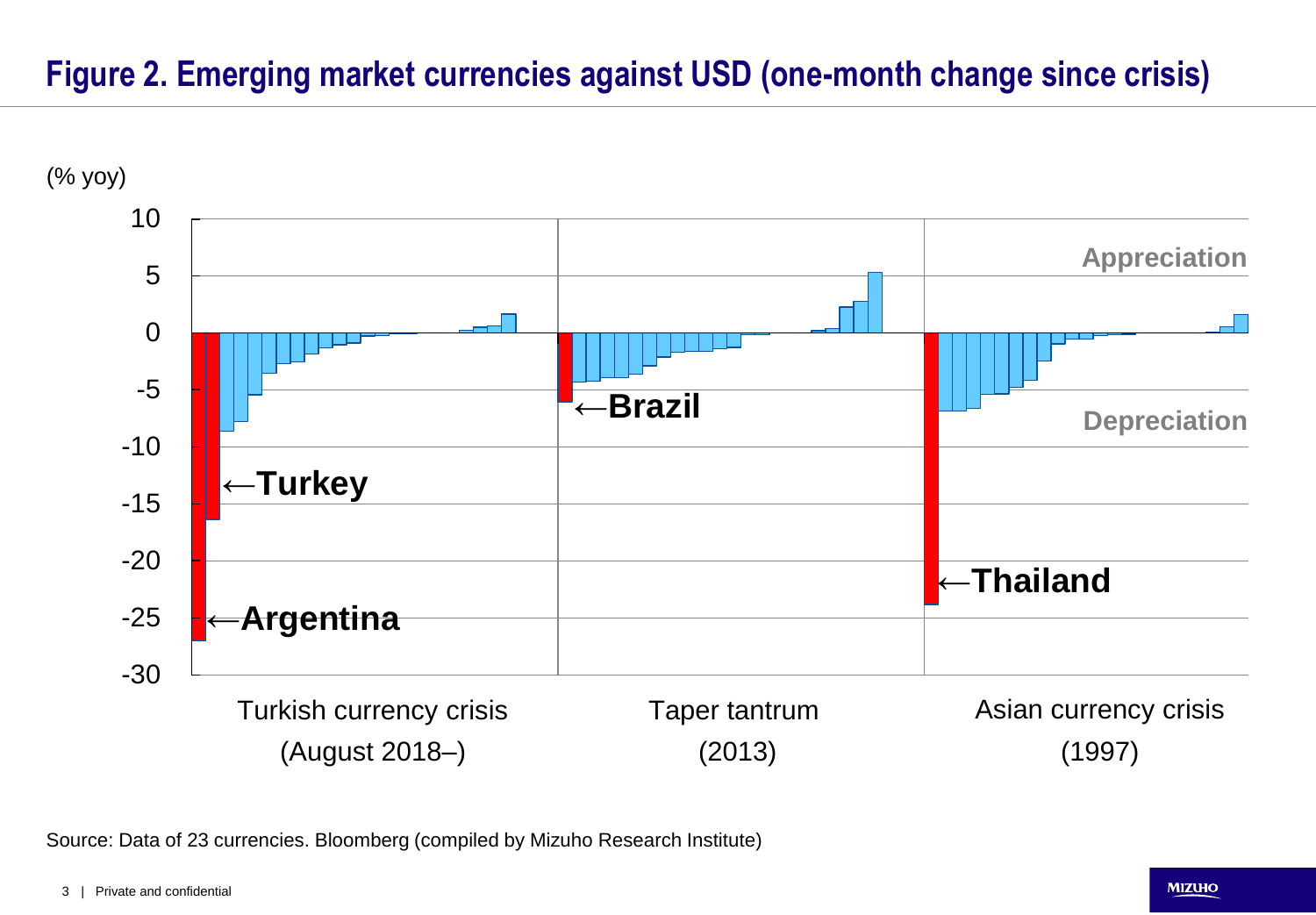# Figure 2. Emerging market currencies against USD (one-month change since crisis)

(% yoy)

10
5
0
-5
-10
-15
-20
-25
-30

Appreciation

Depreciation

←Turkey

←Argentina

←Brazil

←Thailand

Turkish currency crisis (August 2018–)

Taper tantrum (2013)

Asian currency crisis (1997)

Source: Data of 23 currencies. Bloomberg (compiled by Mizuho Research Institute)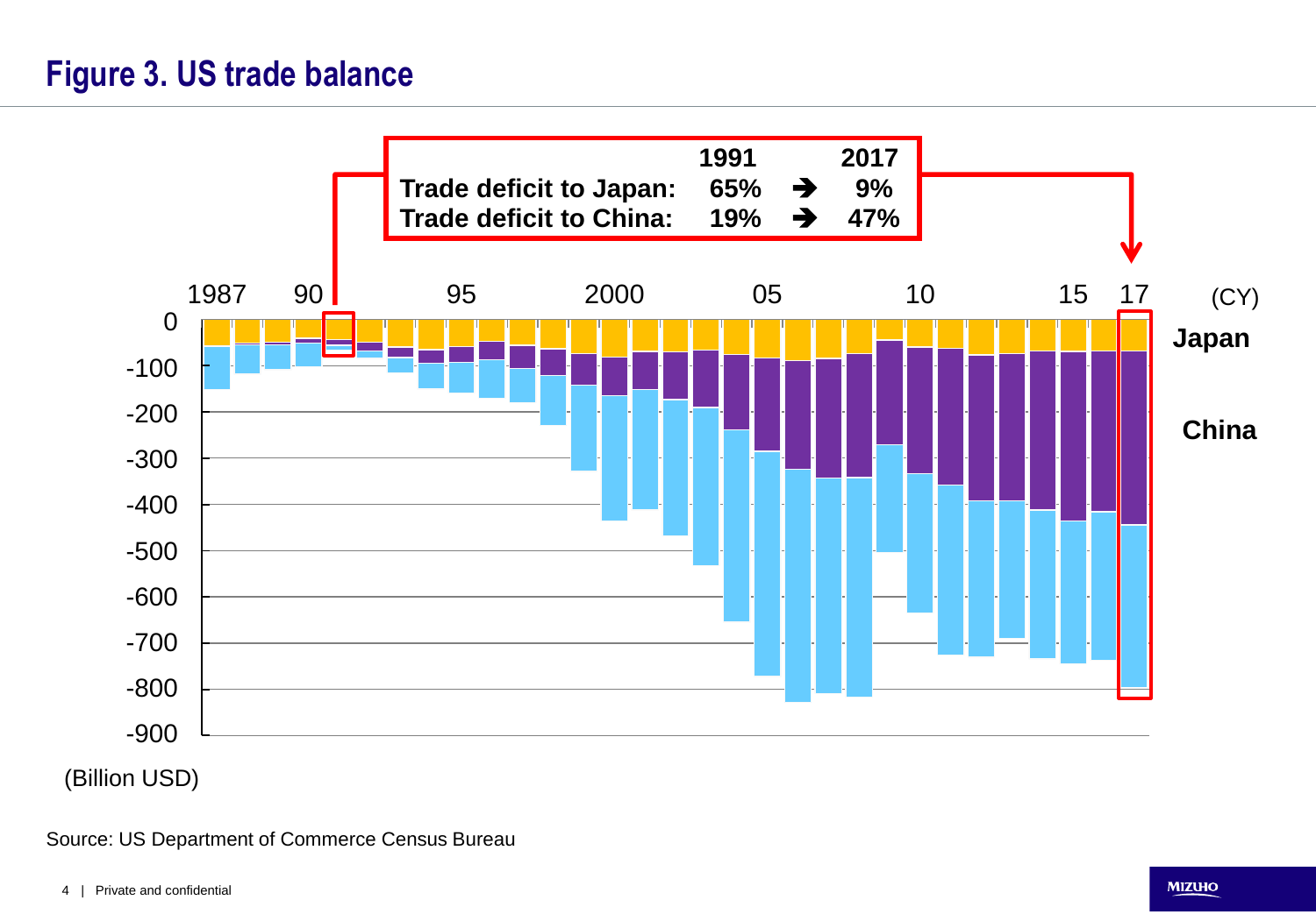## Figure 3. US trade balance

| | 1991 | | 2017 |
|---|---|---|---|
| Trade deficit to Japan: | 65% | ➔ | 9% |
| Trade deficit to China: | 19% | ➔ | 47% |

(Billion USD)

Source: US Department of Commerce Census Bureau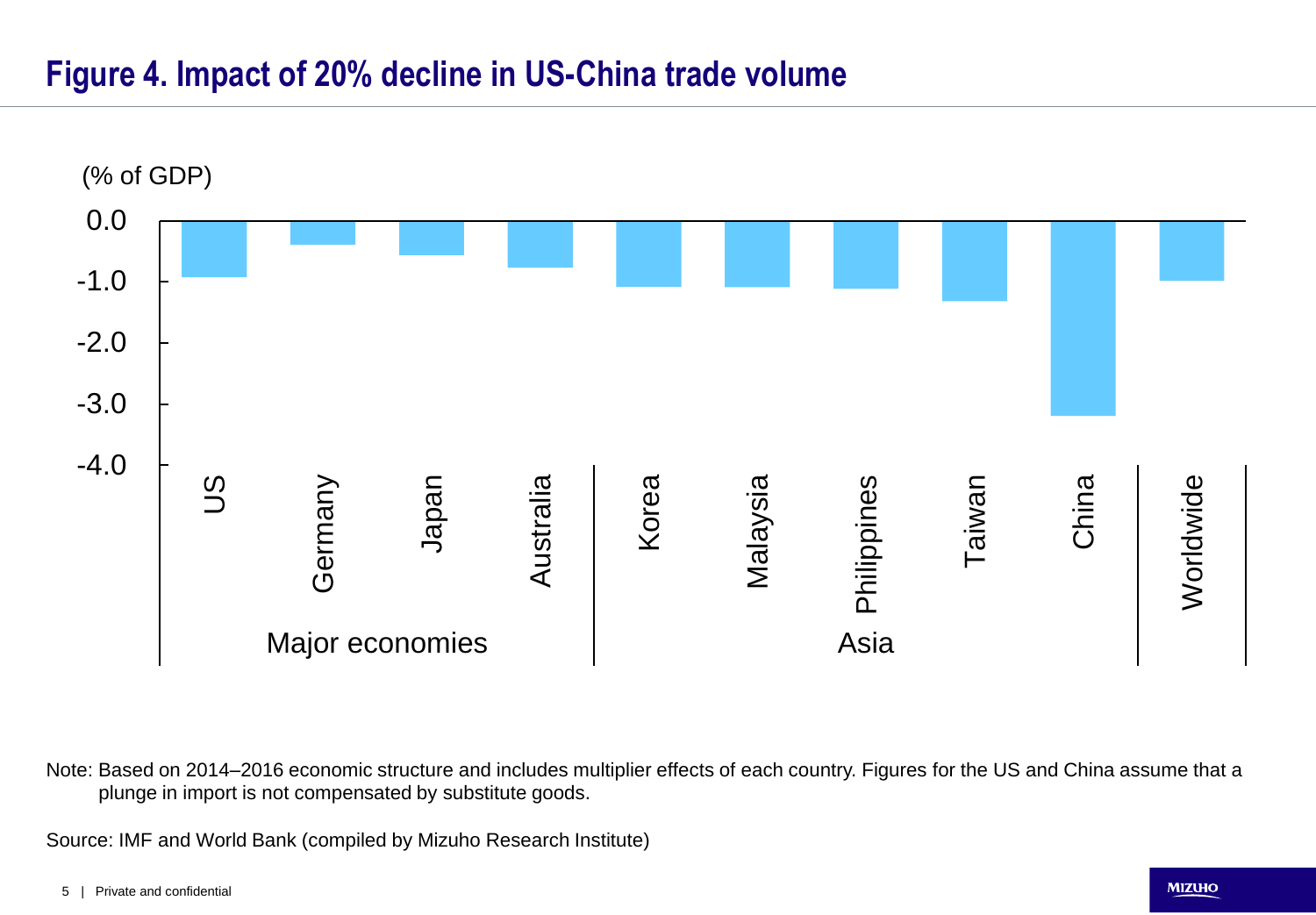## Figure 4. Impact of 20% decline in US-China trade volume

(% of GDP)

| Group | Country | Impact (% of GDP, approx.) |
|---|---|---|
| Major economies | US | -0.9 |
| | Germany | -0.4 |
| | Japan | -0.6 |
| | Australia | -0.8 |
| Asia | Korea | -1.1 |
| | Malaysia | -1.1 |
| | Philippines | -1.1 |
| | Taiwan | -1.3 |
| | China | -3.2 |
| Worldwide | Worldwide | -1.0 |

Note: Based on 2014–2016 economic structure and includes multiplier effects of each country. Figures for the US and China assume that a plunge in import is not compensated by substitute goods.

Source: IMF and World Bank (compiled by Mizuho Research Institute)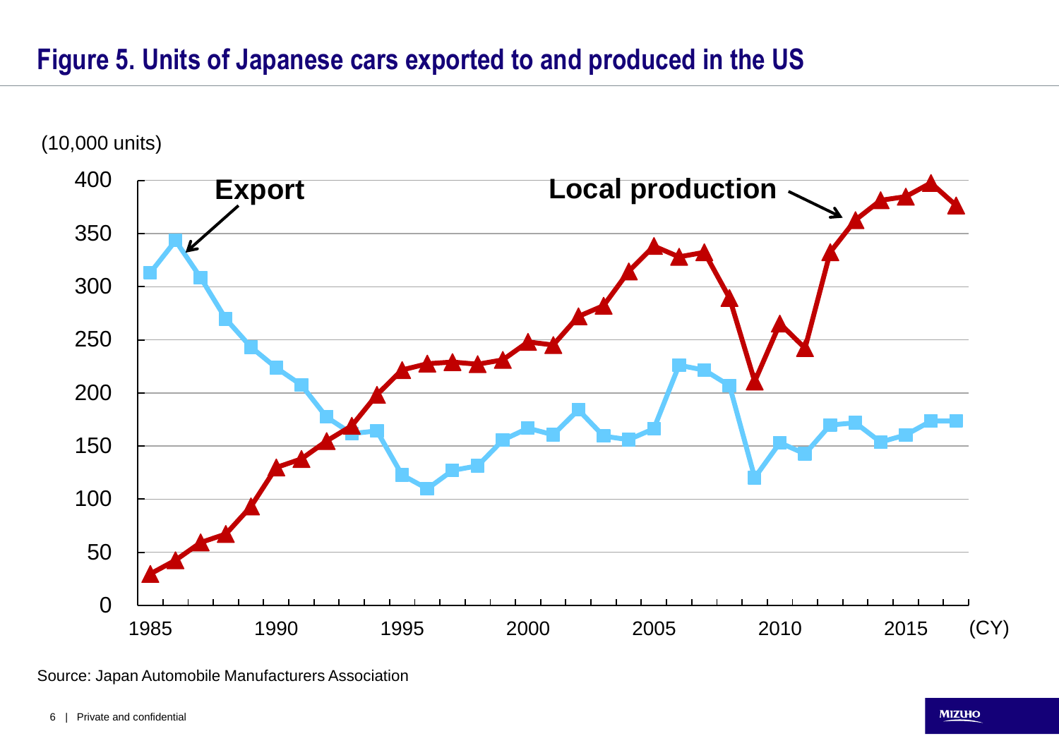## Figure 5. Units of Japanese cars exported to and produced in the US

Source: Japan Automobile Manufacturers Association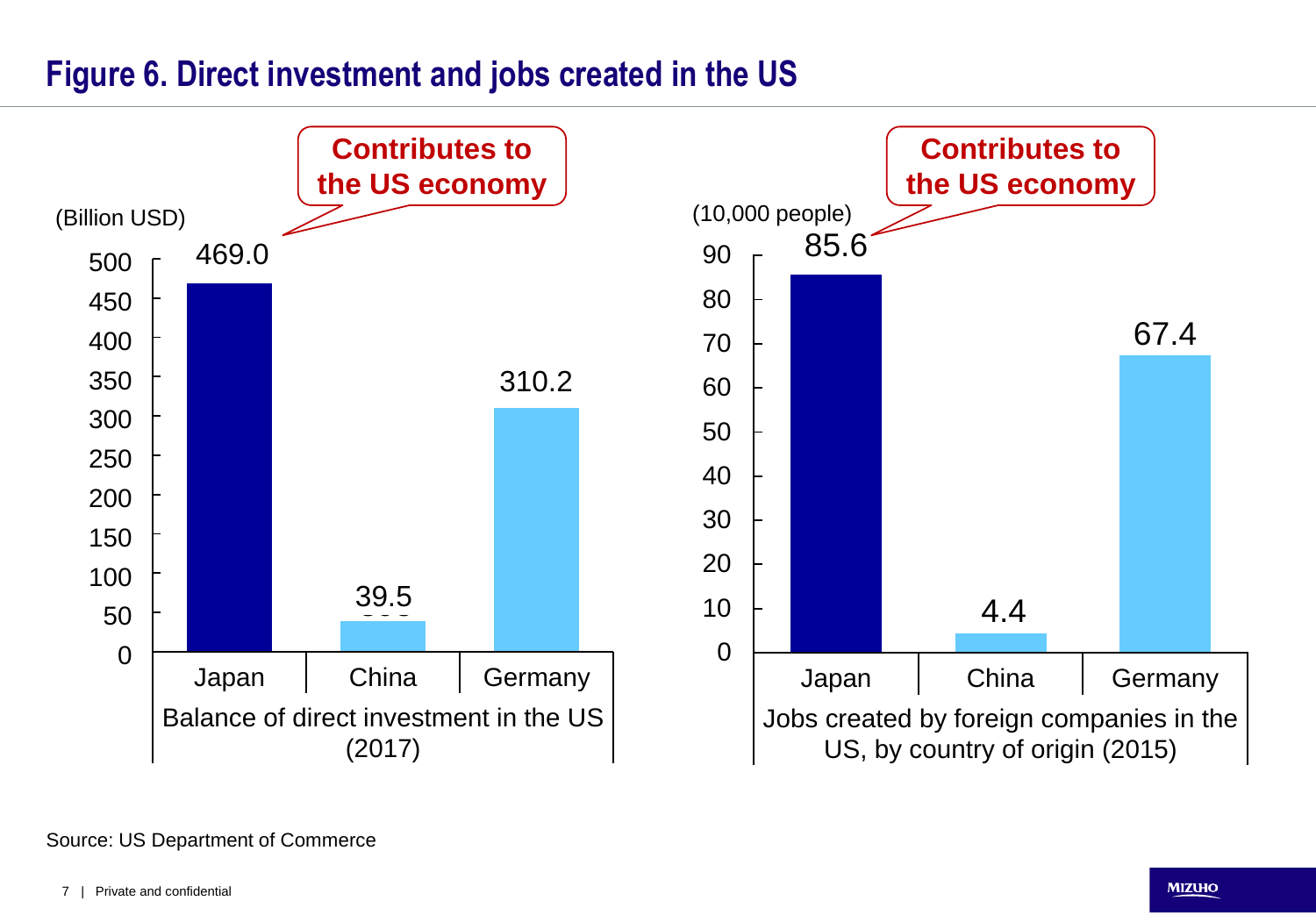## Figure 6. Direct investment and jobs created in the US

**Contributes to the US economy**

Balance of direct investment in the US (2017) (Billion USD)

| Japan | China | Germany |
|---|---|---|
| 469.0 | 39.5 | 310.2 |

**Contributes to the US economy**

Jobs created by foreign companies in the US, by country of origin (2015) (10,000 people)

| Japan | China | Germany |
|---|---|---|
| 85.6 | 4.4 | 67.4 |

Source: US Department of Commerce

Private and confidential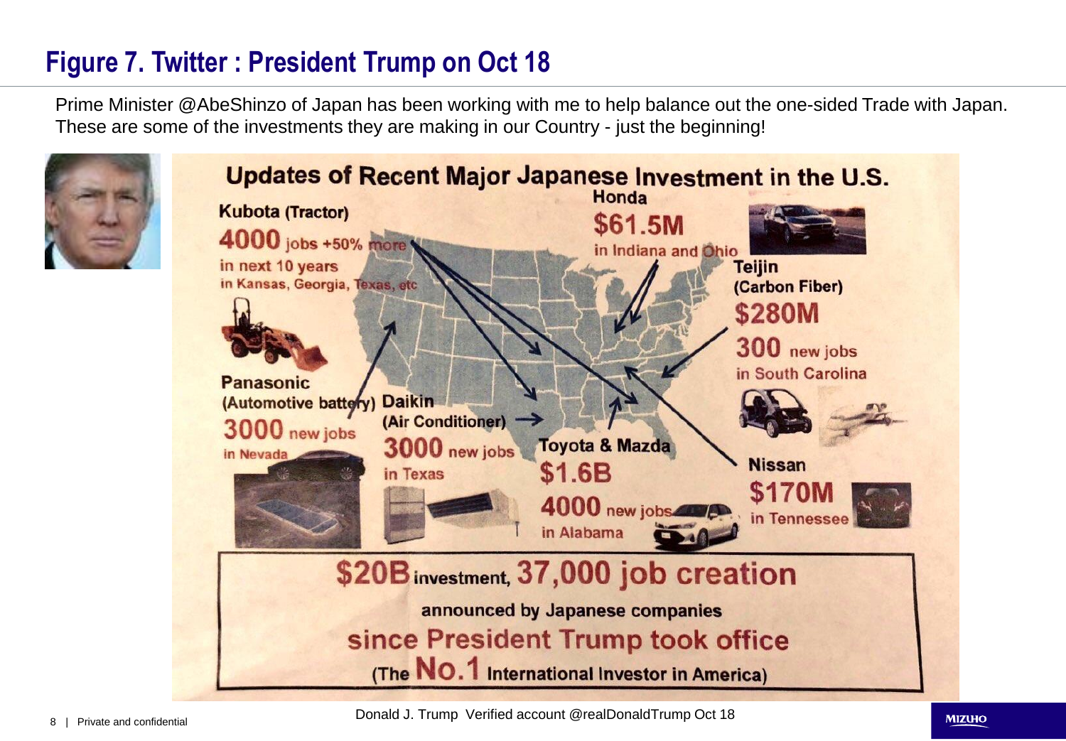# Figure 7. Twitter : President Trump on Oct 18

Prime Minister @AbeShinzo of Japan has been working with me to help balance out the one-sided Trade with Japan. These are some of the investments they are making in our Country - just the beginning!

**Updates of Recent Major Japanese Investment in the U.S.**

**Kubota (Tractor)**
4000 jobs +50% more in next 10 years in Kansas, Georgia, Texas, etc

**Honda**
$61.5M in Indiana and Ohio

**Teijin (Carbon Fiber)**
$280M
300 new jobs in South Carolina

**Panasonic (Automotive battery)**
3000 new jobs in Nevada

**Daikin (Air Conditioner)**
3000 new jobs in Texas

**Toyota & Mazda**
$1.6B
4000 new jobs in Alabama

**Nissan**
$170M in Tennessee

**$20B investment, 37,000 job creation**
announced by Japanese companies
since President Trump took office
(The No.1 International Investor in America)

Donald J. Trump Verified account @realDonaldTrump Oct 18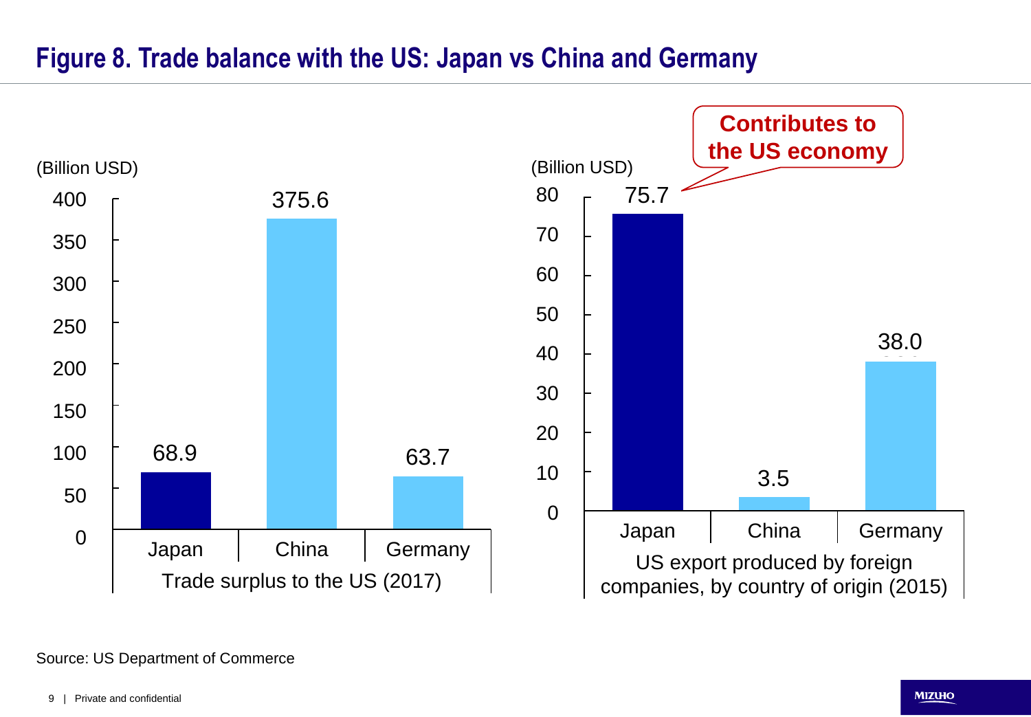## Figure 8. Trade balance with the US: Japan vs China and Germany

**Trade surplus to the US (2017)** (Billion USD)

| Country | Trade surplus to the US (2017) |
| --- | --- |
| Japan | 68.9 |
| China | 375.6 |
| Germany | 63.7 |

**US export produced by foreign companies, by country of origin (2015)** (Billion USD)

| Country | US export produced by foreign companies (2015) |
| --- | --- |
| Japan | 75.7 |
| China | 3.5 |
| Germany | 38.0 |

**Contributes to the US economy**

Source: US Department of Commerce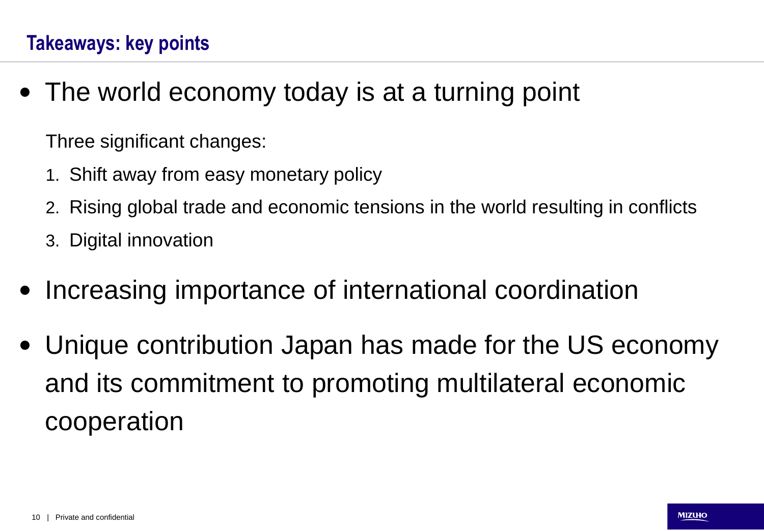## Takeaways: key points

- The world economy today is at a turning point

  Three significant changes:

  1. Shift away from easy monetary policy
  2. Rising global trade and economic tensions in the world resulting in conflicts
  3. Digital innovation

- Increasing importance of international coordination

- Unique contribution Japan has made for the US economy and its commitment to promoting multilateral economic cooperation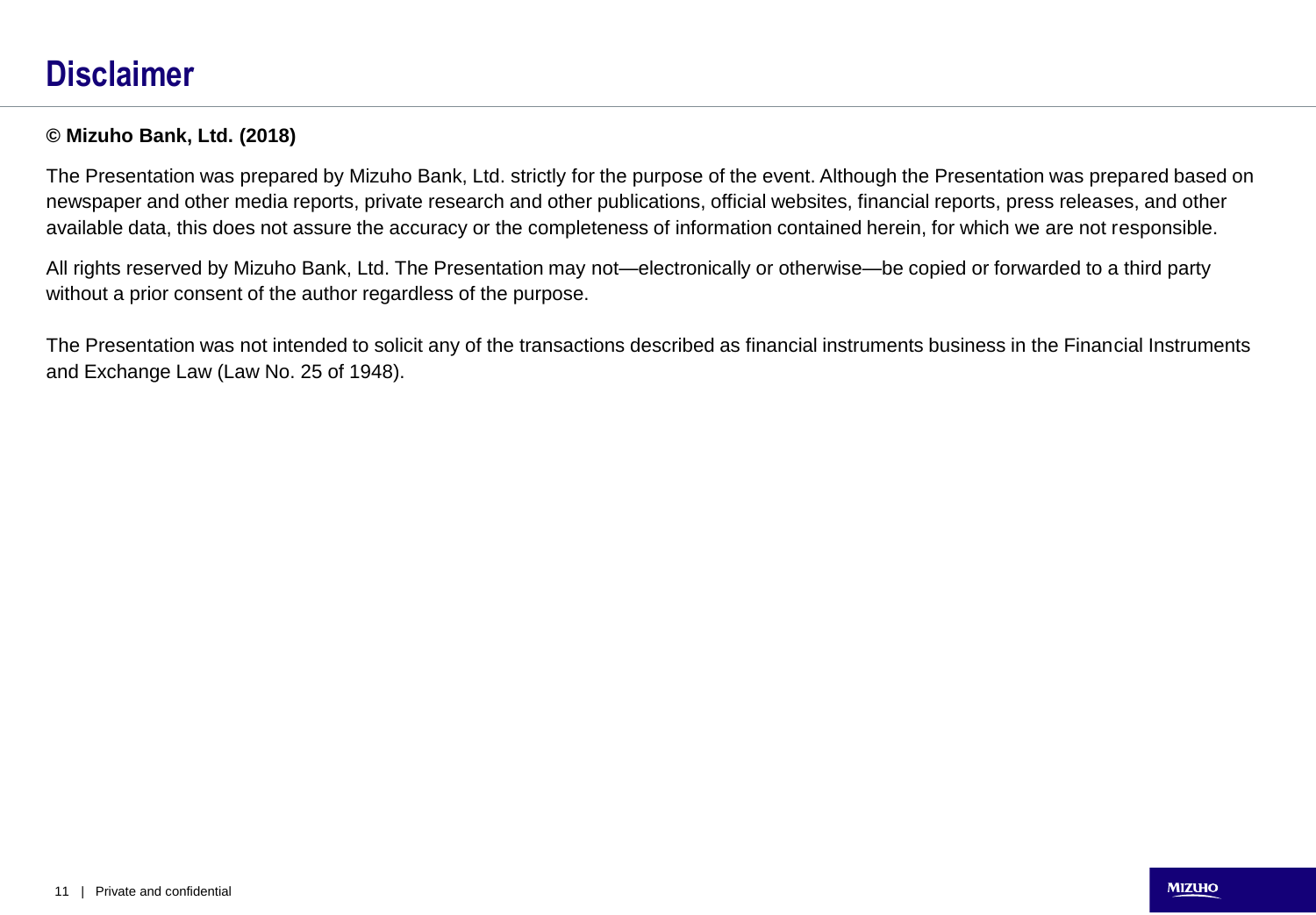# Disclaimer

**© Mizuho Bank, Ltd. (2018)**

The Presentation was prepared by Mizuho Bank, Ltd. strictly for the purpose of the event. Although the Presentation was prepared based on newspaper and other media reports, private research and other publications, official websites, financial reports, press releases, and other available data, this does not assure the accuracy or the completeness of information contained herein, for which we are not responsible.

All rights reserved by Mizuho Bank, Ltd. The Presentation may not—electronically or otherwise—be copied or forwarded to a third party without a prior consent of the author regardless of the purpose.

The Presentation was not intended to solicit any of the transactions described as financial instruments business in the Financial Instruments and Exchange Law (Law No. 25 of 1948).